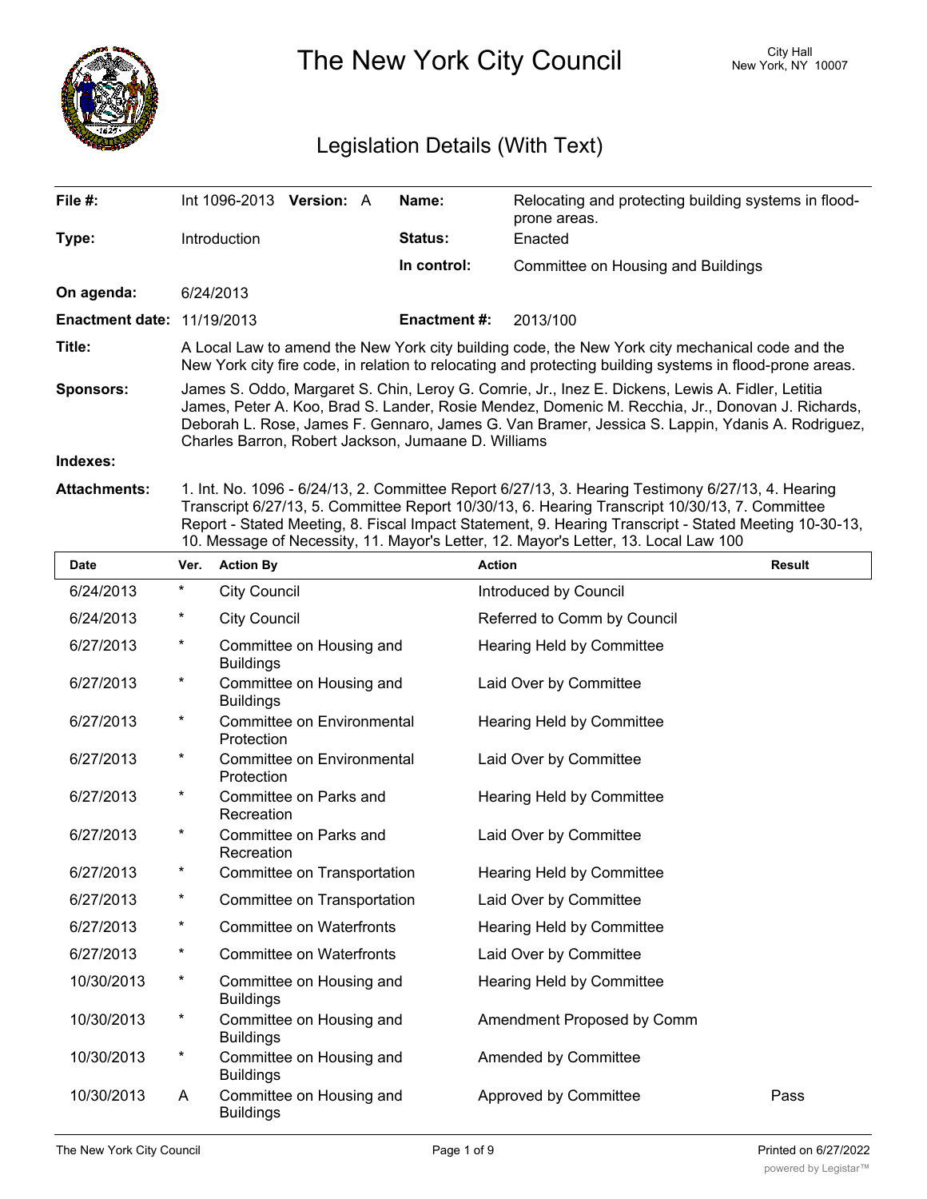# The New York City Council

City Hall
New York, NY 10007

## Legislation Details (With Text)

| | | | |
|---|---|---|---|
| **File #:** | Int 1096-2013 **Version:** A | **Name:** | Relocating and protecting building systems in flood-prone areas. |
| **Type:** | Introduction | **Status:** | Enacted |
| | | **In control:** | Committee on Housing and Buildings |
| **On agenda:** | 6/24/2013 | | |
| **Enactment date:** | 11/19/2013 | **Enactment #:** | 2013/100 |

**Title:** A Local Law to amend the New York city building code, the New York city mechanical code and the New York city fire code, in relation to relocating and protecting building systems in flood-prone areas.

**Sponsors:** James S. Oddo, Margaret S. Chin, Leroy G. Comrie, Jr., Inez E. Dickens, Lewis A. Fidler, Letitia James, Peter A. Koo, Brad S. Lander, Rosie Mendez, Domenic M. Recchia, Jr., Donovan J. Richards, Deborah L. Rose, James F. Gennaro, James G. Van Bramer, Jessica S. Lappin, Ydanis A. Rodriguez, Charles Barron, Robert Jackson, Jumaane D. Williams

**Indexes:**

**Attachments:** 1. Int. No. 1096 - 6/24/13, 2. Committee Report 6/27/13, 3. Hearing Testimony 6/27/13, 4. Hearing Transcript 6/27/13, 5. Committee Report 10/30/13, 6. Hearing Transcript 10/30/13, 7. Committee Report - Stated Meeting, 8. Fiscal Impact Statement, 9. Hearing Transcript - Stated Meeting 10-30-13, 10. Message of Necessity, 11. Mayor's Letter, 12. Mayor's Letter, 13. Local Law 100

| Date | Ver. | Action By | Action | Result |
|---|---|---|---|---|
| 6/24/2013 | * | City Council | Introduced by Council | |
| 6/24/2013 | * | City Council | Referred to Comm by Council | |
| 6/27/2013 | * | Committee on Housing and Buildings | Hearing Held by Committee | |
| 6/27/2013 | * | Committee on Housing and Buildings | Laid Over by Committee | |
| 6/27/2013 | * | Committee on Environmental Protection | Hearing Held by Committee | |
| 6/27/2013 | * | Committee on Environmental Protection | Laid Over by Committee | |
| 6/27/2013 | * | Committee on Parks and Recreation | Hearing Held by Committee | |
| 6/27/2013 | * | Committee on Parks and Recreation | Laid Over by Committee | |
| 6/27/2013 | * | Committee on Transportation | Hearing Held by Committee | |
| 6/27/2013 | * | Committee on Transportation | Laid Over by Committee | |
| 6/27/2013 | * | Committee on Waterfronts | Hearing Held by Committee | |
| 6/27/2013 | * | Committee on Waterfronts | Laid Over by Committee | |
| 10/30/2013 | * | Committee on Housing and Buildings | Hearing Held by Committee | |
| 10/30/2013 | * | Committee on Housing and Buildings | Amendment Proposed by Comm | |
| 10/30/2013 | * | Committee on Housing and Buildings | Amended by Committee | |
| 10/30/2013 | A | Committee on Housing and Buildings | Approved by Committee | Pass |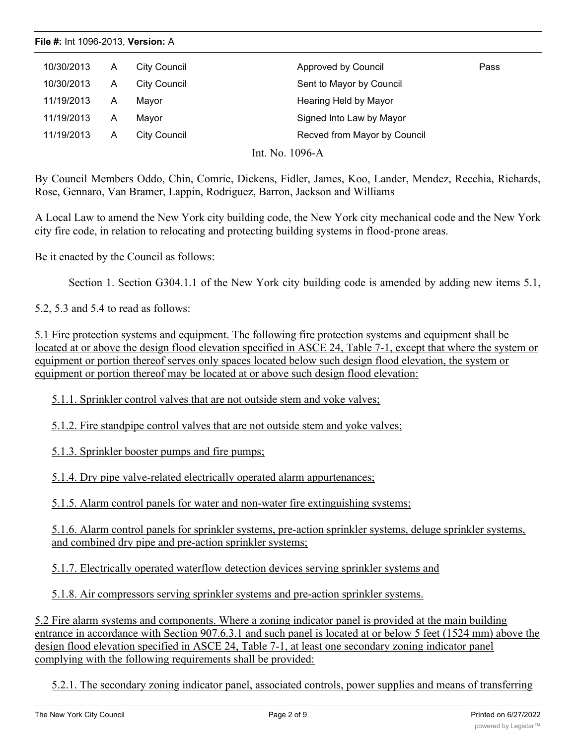| 10/30/2013 | A | City Council | Approved by Council | Pass |
|---|---|---|---|---|
| 10/30/2013 | A | City Council | Sent to Mayor by Council | |
| 11/19/2013 | A | Mayor | Hearing Held by Mayor | |
| 11/19/2013 | A | Mayor | Signed Into Law by Mayor | |
| 11/19/2013 | A | City Council | Recved from Mayor by Council | |

Int. No. 1096-A

By Council Members Oddo, Chin, Comrie, Dickens, Fidler, James, Koo, Lander, Mendez, Recchia, Richards, Rose, Gennaro, Van Bramer, Lappin, Rodriguez, Barron, Jackson and Williams

A Local Law to amend the New York city building code, the New York city mechanical code and the New York city fire code, in relation to relocating and protecting building systems in flood-prone areas.

Be it enacted by the Council as follows:

Section 1. Section G304.1.1 of the New York city building code is amended by adding new items 5.1, 5.2, 5.3 and 5.4 to read as follows:

5.1 Fire protection systems and equipment. The following fire protection systems and equipment shall be located at or above the design flood elevation specified in ASCE 24, Table 7-1, except that where the system or equipment or portion thereof serves only spaces located below such design flood elevation, the system or equipment or portion thereof may be located at or above such design flood elevation:

5.1.1. Sprinkler control valves that are not outside stem and yoke valves;

5.1.2. Fire standpipe control valves that are not outside stem and yoke valves;

5.1.3. Sprinkler booster pumps and fire pumps;

5.1.4. Dry pipe valve-related electrically operated alarm appurtenances;

5.1.5. Alarm control panels for water and non-water fire extinguishing systems;

5.1.6. Alarm control panels for sprinkler systems, pre-action sprinkler systems, deluge sprinkler systems, and combined dry pipe and pre-action sprinkler systems;

5.1.7. Electrically operated waterflow detection devices serving sprinkler systems and

5.1.8. Air compressors serving sprinkler systems and pre-action sprinkler systems.

5.2 Fire alarm systems and components. Where a zoning indicator panel is provided at the main building entrance in accordance with Section 907.6.3.1 and such panel is located at or below 5 feet (1524 mm) above the design flood elevation specified in ASCE 24, Table 7-1, at least one secondary zoning indicator panel complying with the following requirements shall be provided:

5.2.1. The secondary zoning indicator panel, associated controls, power supplies and means of transferring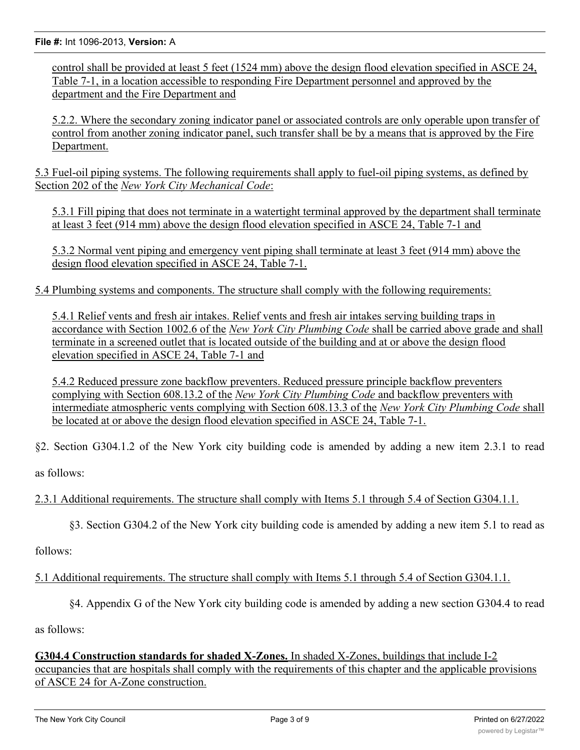control shall be provided at least 5 feet (1524 mm) above the design flood elevation specified in ASCE 24, Table 7-1, in a location accessible to responding Fire Department personnel and approved by the department and the Fire Department and

5.2.2. Where the secondary zoning indicator panel or associated controls are only operable upon transfer of control from another zoning indicator panel, such transfer shall be by a means that is approved by the Fire Department.

5.3 Fuel-oil piping systems. The following requirements shall apply to fuel-oil piping systems, as defined by Section 202 of the *New York City Mechanical Code*:

5.3.1 Fill piping that does not terminate in a watertight terminal approved by the department shall terminate at least 3 feet (914 mm) above the design flood elevation specified in ASCE 24, Table 7-1 and

5.3.2 Normal vent piping and emergency vent piping shall terminate at least 3 feet (914 mm) above the design flood elevation specified in ASCE 24, Table 7-1.

5.4 Plumbing systems and components. The structure shall comply with the following requirements:

5.4.1 Relief vents and fresh air intakes. Relief vents and fresh air intakes serving building traps in accordance with Section 1002.6 of the *New York City Plumbing Code* shall be carried above grade and shall terminate in a screened outlet that is located outside of the building and at or above the design flood elevation specified in ASCE 24, Table 7-1 and

5.4.2 Reduced pressure zone backflow preventers. Reduced pressure principle backflow preventers complying with Section 608.13.2 of the *New York City Plumbing Code* and backflow preventers with intermediate atmospheric vents complying with Section 608.13.3 of the *New York City Plumbing Code* shall be located at or above the design flood elevation specified in ASCE 24, Table 7-1.

§2. Section G304.1.2 of the New York city building code is amended by adding a new item 2.3.1 to read as follows:

2.3.1 Additional requirements. The structure shall comply with Items 5.1 through 5.4 of Section G304.1.1.

§3. Section G304.2 of the New York city building code is amended by adding a new item 5.1 to read as follows:

5.1 Additional requirements. The structure shall comply with Items 5.1 through 5.4 of Section G304.1.1.

§4. Appendix G of the New York city building code is amended by adding a new section G304.4 to read as follows:

**G304.4 Construction standards for shaded X-Zones.** In shaded X-Zones, buildings that include I-2 occupancies that are hospitals shall comply with the requirements of this chapter and the applicable provisions of ASCE 24 for A-Zone construction.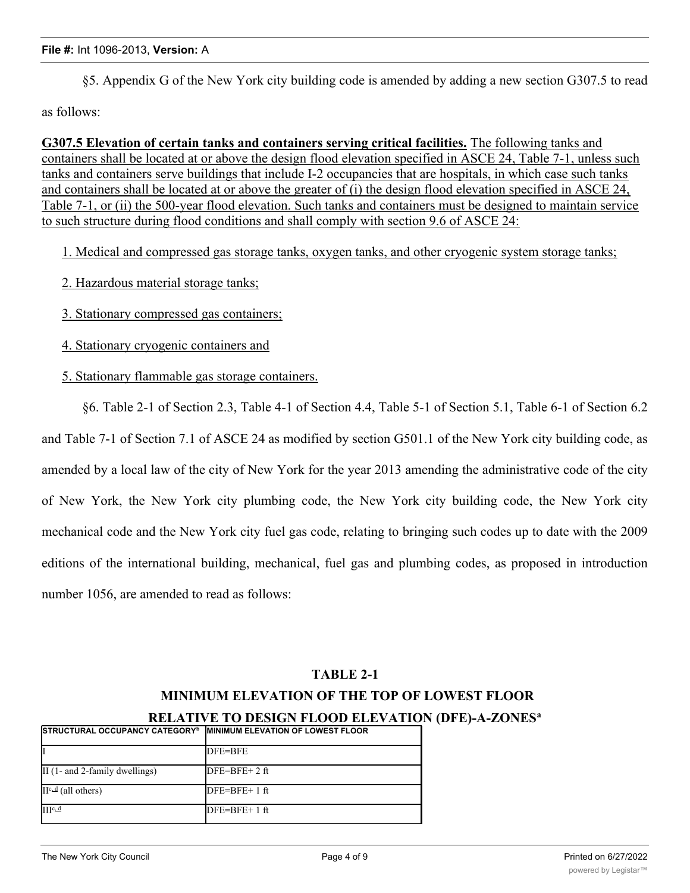§5. Appendix G of the New York city building code is amended by adding a new section G307.5 to read as follows:

**G307.5 Elevation of certain tanks and containers serving critical facilities.** The following tanks and containers shall be located at or above the design flood elevation specified in ASCE 24, Table 7-1, unless such tanks and containers serve buildings that include I-2 occupancies that are hospitals, in which case such tanks and containers shall be located at or above the greater of (i) the design flood elevation specified in ASCE 24, Table 7-1, or (ii) the 500-year flood elevation. Such tanks and containers must be designed to maintain service to such structure during flood conditions and shall comply with section 9.6 of ASCE 24:

1. Medical and compressed gas storage tanks, oxygen tanks, and other cryogenic system storage tanks;

2. Hazardous material storage tanks;

3. Stationary compressed gas containers;

4. Stationary cryogenic containers and

5. Stationary flammable gas storage containers.

§6. Table 2-1 of Section 2.3, Table 4-1 of Section 4.4, Table 5-1 of Section 5.1, Table 6-1 of Section 6.2 and Table 7-1 of Section 7.1 of ASCE 24 as modified by section G501.1 of the New York city building code, as amended by a local law of the city of New York for the year 2013 amending the administrative code of the city of New York, the New York city plumbing code, the New York city building code, the New York city mechanical code and the New York city fuel gas code, relating to bringing such codes up to date with the 2009 editions of the international building, mechanical, fuel gas and plumbing codes, as proposed in introduction number 1056, are amended to read as follows:

**TABLE 2-1**

**MINIMUM ELEVATION OF THE TOP OF LOWEST FLOOR RELATIVE TO DESIGN FLOOD ELEVATION (DFE)-A-ZONES[a]**

| STRUCTURAL OCCUPANCY CATEGORY[b] | MINIMUM ELEVATION OF LOWEST FLOOR |
|---|---|
| I | DFE=BFE |
| II (1- and 2-family dwellings) | DFE=BFE+ 2 ft |
| II[c, d] (all others) | DFE=BFE+ 1 ft |
| III[c, d] | DFE=BFE+ 1 ft |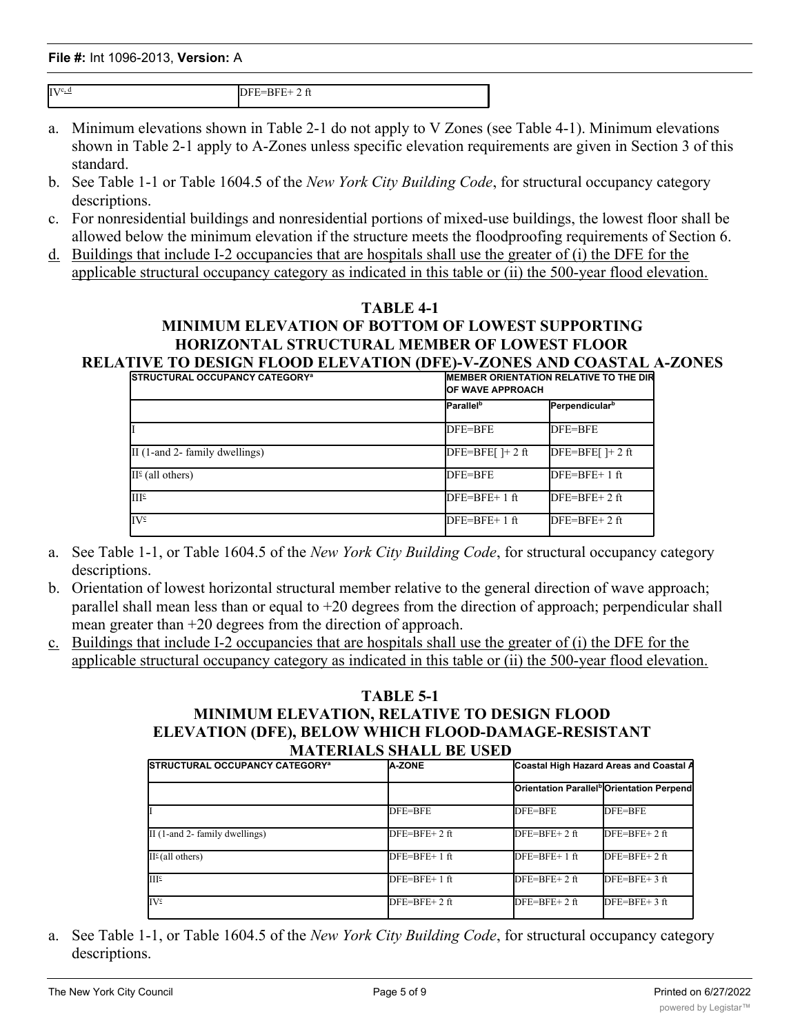| IV[c,d] | DFE=BFE+ 2 ft |
|---|---|

a. Minimum elevations shown in Table 2-1 do not apply to V Zones (see Table 4-1). Minimum elevations shown in Table 2-1 apply to A-Zones unless specific elevation requirements are given in Section 3 of this standard.
b. See Table 1-1 or Table 1604.5 of the *New York City Building Code*, for structural occupancy category descriptions.
c. For nonresidential buildings and nonresidential portions of mixed-use buildings, the lowest floor shall be allowed below the minimum elevation if the structure meets the floodproofing requirements of Section 6.
d. Buildings that include I-2 occupancies that are hospitals shall use the greater of (i) the DFE for the applicable structural occupancy category as indicated in this table or (ii) the 500-year flood elevation.

**TABLE 4-1**
**MINIMUM ELEVATION OF BOTTOM OF LOWEST SUPPORTING HORIZONTAL STRUCTURAL MEMBER OF LOWEST FLOOR RELATIVE TO DESIGN FLOOD ELEVATION (DFE)-V-ZONES AND COASTAL A-ZONES**

| STRUCTURAL OCCUPANCY CATEGORY[a] | MEMBER ORIENTATION RELATIVE TO THE DIR OF WAVE APPROACH | |
|---|---|---|
| | Parallel[b] | Perpendicular[b] |
| I | DFE=BFE | DFE=BFE |
| II (1-and 2- family dwellings) | DFE=BFE[ ]+ 2 ft | DFE=BFE[ ]+ 2 ft |
| II[c] (all others) | DFE=BFE | DFE=BFE+ 1 ft |
| III[c] | DFE=BFE+ 1 ft | DFE=BFE+ 2 ft |
| IV[c] | DFE=BFE+ 1 ft | DFE=BFE+ 2 ft |

a. See Table 1-1, or Table 1604.5 of the *New York City Building Code*, for structural occupancy category descriptions.
b. Orientation of lowest horizontal structural member relative to the general direction of wave approach; parallel shall mean less than or equal to +20 degrees from the direction of approach; perpendicular shall mean greater than +20 degrees from the direction of approach.
c. Buildings that include I-2 occupancies that are hospitals shall use the greater of (i) the DFE for the applicable structural occupancy category as indicated in this table or (ii) the 500-year flood elevation.

**TABLE 5-1**
**MINIMUM ELEVATION, RELATIVE TO DESIGN FLOOD ELEVATION (DFE), BELOW WHICH FLOOD-DAMAGE-RESISTANT MATERIALS SHALL BE USED**

| STRUCTURAL OCCUPANCY CATEGORY[a] | A-ZONE | Coastal High Hazard Areas and Coastal A | |
|---|---|---|---|
| | | Orientation Parallel[b] | Orientation Perpend |
| I | DFE=BFE | DFE=BFE | DFE=BFE |
| II (1-and 2- family dwellings) | DFE=BFE+ 2 ft | DFE=BFE+ 2 ft | DFE=BFE+ 2 ft |
| II[c] (all others) | DFE=BFE+ 1 ft | DFE=BFE+ 1 ft | DFE=BFE+ 2 ft |
| III[c] | DFE=BFE+ 1 ft | DFE=BFE+ 2 ft | DFE=BFE+ 3 ft |
| IV[c] | DFE=BFE+ 2 ft | DFE=BFE+ 2 ft | DFE=BFE+ 3 ft |

a. See Table 1-1, or Table 1604.5 of the *New York City Building Code*, for structural occupancy category descriptions.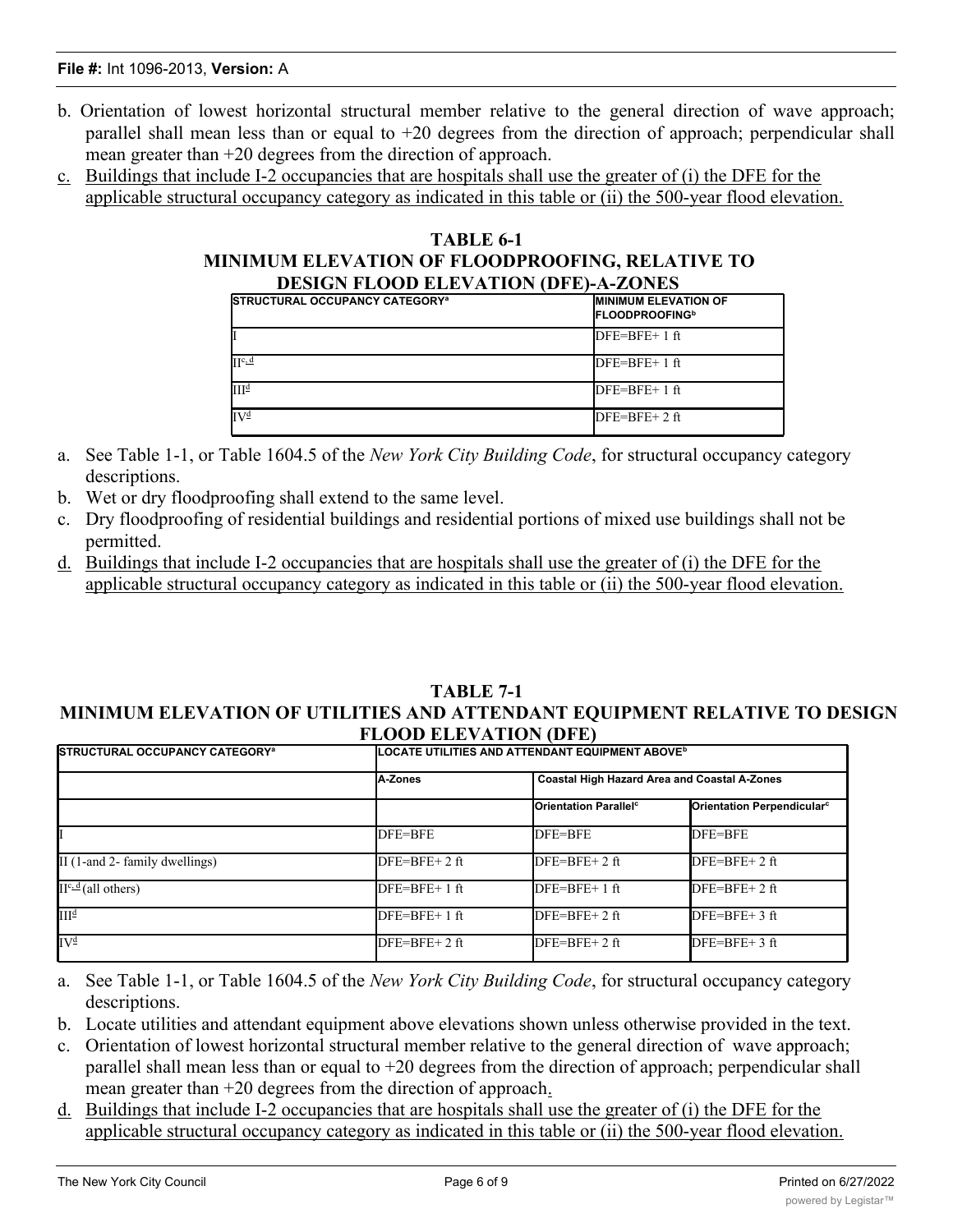b. Orientation of lowest horizontal structural member relative to the general direction of wave approach; parallel shall mean less than or equal to +20 degrees from the direction of approach; perpendicular shall mean greater than +20 degrees from the direction of approach.

c. Buildings that include I-2 occupancies that are hospitals shall use the greater of (i) the DFE for the applicable structural occupancy category as indicated in this table or (ii) the 500-year flood elevation.

**TABLE 6-1**
**MINIMUM ELEVATION OF FLOODPROOFING, RELATIVE TO DESIGN FLOOD ELEVATION (DFE)-A-ZONES**

| STRUCTURAL OCCUPANCY CATEGORY[a] | MINIMUM ELEVATION OF FLOODPROOFING[b] |
|---|---|
| I | DFE=BFE+ 1 ft |
| II[c, d] | DFE=BFE+ 1 ft |
| III[d] | DFE=BFE+ 1 ft |
| IV[d] | DFE=BFE+ 2 ft |

a. See Table 1-1, or Table 1604.5 of the *New York City Building Code*, for structural occupancy category descriptions.

b. Wet or dry floodproofing shall extend to the same level.

c. Dry floodproofing of residential buildings and residential portions of mixed use buildings shall not be permitted.

d. Buildings that include I-2 occupancies that are hospitals shall use the greater of (i) the DFE for the applicable structural occupancy category as indicated in this table or (ii) the 500-year flood elevation.

**TABLE 7-1**
**MINIMUM ELEVATION OF UTILITIES AND ATTENDANT EQUIPMENT RELATIVE TO DESIGN FLOOD ELEVATION (DFE)**

| STRUCTURAL OCCUPANCY CATEGORY[a] | LOCATE UTILITIES AND ATTENDANT EQUIPMENT ABOVE[b] | | |
|---|---|---|---|
| | A-Zones | Coastal High Hazard Area and Coastal A-Zones | |
| | | Orientation Parallel[c] | Orientation Perpendicular[c] |
| I | DFE=BFE | DFE=BFE | DFE=BFE |
| II (1-and 2- family dwellings) | DFE=BFE+ 2 ft | DFE=BFE+ 2 ft | DFE=BFE+ 2 ft |
| II[c, d] (all others) | DFE=BFE+ 1 ft | DFE=BFE+ 1 ft | DFE=BFE+ 2 ft |
| III[d] | DFE=BFE+ 1 ft | DFE=BFE+ 2 ft | DFE=BFE+ 3 ft |
| IV[d] | DFE=BFE+ 2 ft | DFE=BFE+ 2 ft | DFE=BFE+ 3 ft |

a. See Table 1-1, or Table 1604.5 of the *New York City Building Code*, for structural occupancy category descriptions.

b. Locate utilities and attendant equipment above elevations shown unless otherwise provided in the text.

c. Orientation of lowest horizontal structural member relative to the general direction of wave approach; parallel shall mean less than or equal to +20 degrees from the direction of approach; perpendicular shall mean greater than +20 degrees from the direction of approach.

d. Buildings that include I-2 occupancies that are hospitals shall use the greater of (i) the DFE for the applicable structural occupancy category as indicated in this table or (ii) the 500-year flood elevation.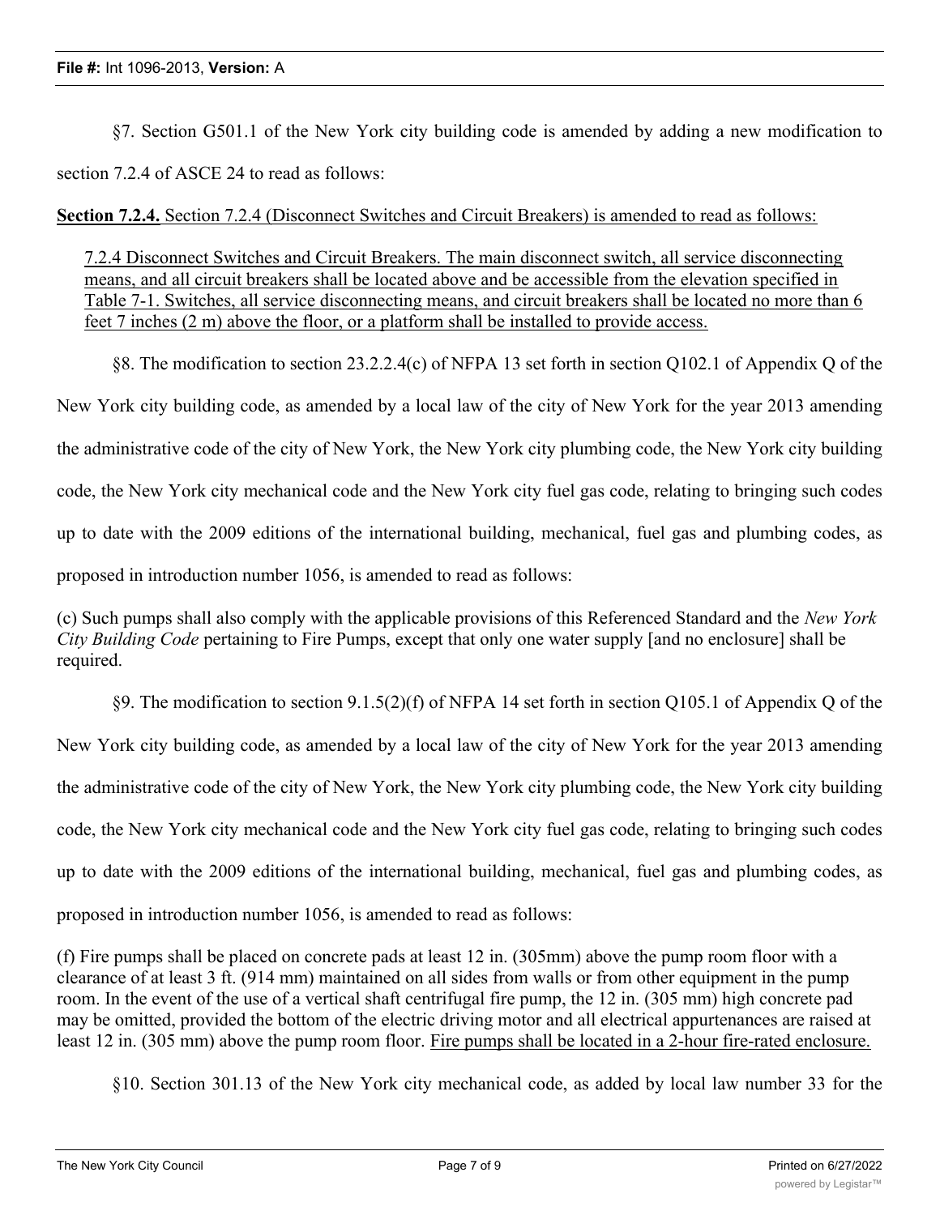§7. Section G501.1 of the New York city building code is amended by adding a new modification to section 7.2.4 of ASCE 24 to read as follows:

<u>**Section 7.2.4.** Section 7.2.4 (Disconnect Switches and Circuit Breakers) is amended to read as follows:</u>

<u>7.2.4 Disconnect Switches and Circuit Breakers. The main disconnect switch, all service disconnecting means, and all circuit breakers shall be located above and be accessible from the elevation specified in Table 7-1. Switches, all service disconnecting means, and circuit breakers shall be located no more than 6 feet 7 inches (2 m) above the floor, or a platform shall be installed to provide access.</u>

§8. The modification to section 23.2.2.4(c) of NFPA 13 set forth in section Q102.1 of Appendix Q of the New York city building code, as amended by a local law of the city of New York for the year 2013 amending the administrative code of the city of New York, the New York city plumbing code, the New York city building code, the New York city mechanical code and the New York city fuel gas code, relating to bringing such codes up to date with the 2009 editions of the international building, mechanical, fuel gas and plumbing codes, as proposed in introduction number 1056, is amended to read as follows:

(c) Such pumps shall also comply with the applicable provisions of this Referenced Standard and the *New York City Building Code* pertaining to Fire Pumps, except that only one water supply [and no enclosure] shall be required.

§9. The modification to section 9.1.5(2)(f) of NFPA 14 set forth in section Q105.1 of Appendix Q of the New York city building code, as amended by a local law of the city of New York for the year 2013 amending the administrative code of the city of New York, the New York city plumbing code, the New York city building code, the New York city mechanical code and the New York city fuel gas code, relating to bringing such codes up to date with the 2009 editions of the international building, mechanical, fuel gas and plumbing codes, as proposed in introduction number 1056, is amended to read as follows:

(f) Fire pumps shall be placed on concrete pads at least 12 in. (305mm) above the pump room floor with a clearance of at least 3 ft. (914 mm) maintained on all sides from walls or from other equipment in the pump room. In the event of the use of a vertical shaft centrifugal fire pump, the 12 in. (305 mm) high concrete pad may be omitted, provided the bottom of the electric driving motor and all electrical appurtenances are raised at least 12 in. (305 mm) above the pump room floor. <u>Fire pumps shall be located in a 2-hour fire-rated enclosure.</u>

§10. Section 301.13 of the New York city mechanical code, as added by local law number 33 for the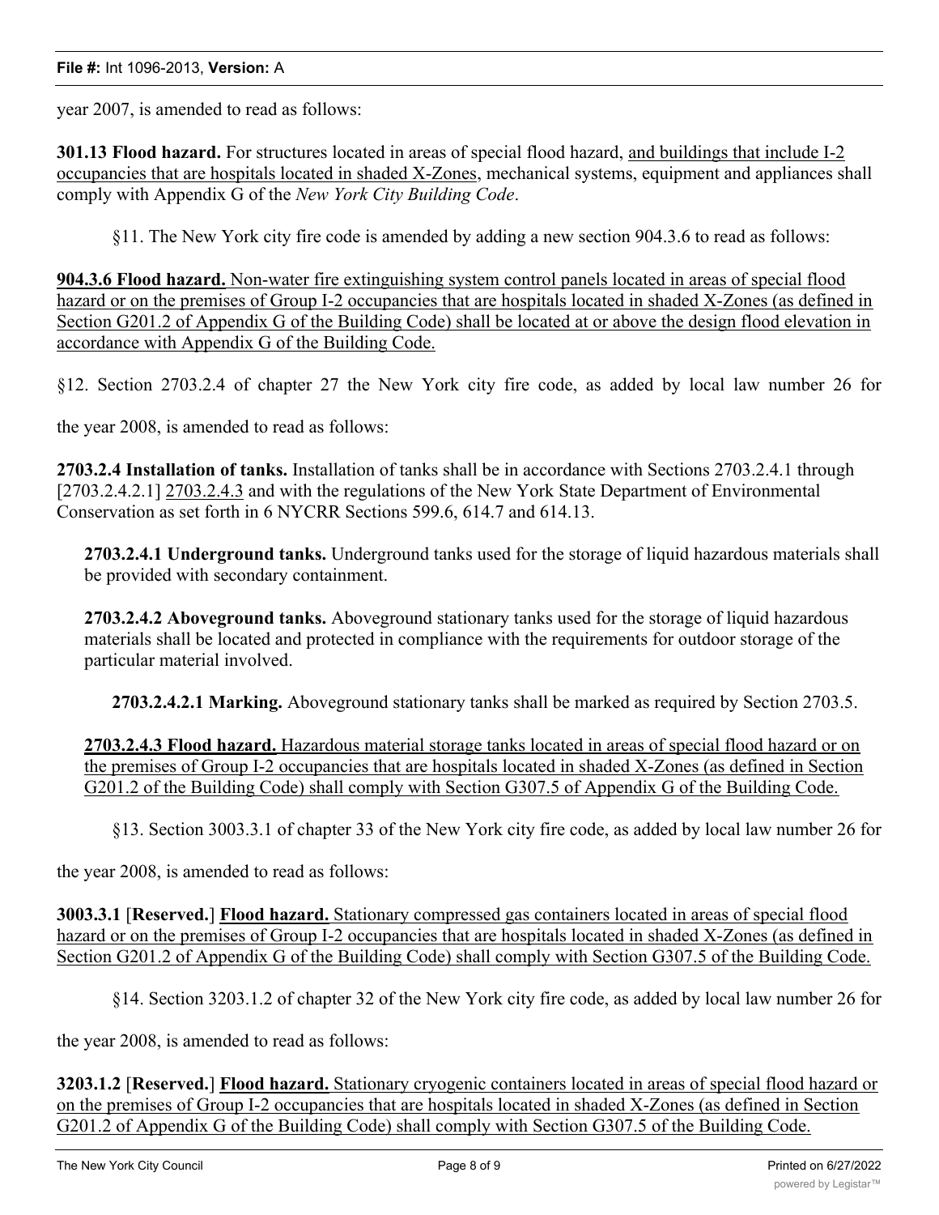year 2007, is amended to read as follows:

**301.13 Flood hazard.** For structures located in areas of special flood hazard, <u>and buildings that include I-2 occupancies that are hospitals located in shaded X-Zones</u>, mechanical systems, equipment and appliances shall comply with Appendix G of the *New York City Building Code*.

§11. The New York city fire code is amended by adding a new section 904.3.6 to read as follows:

<u>**904.3.6 Flood hazard.** Non-water fire extinguishing system control panels located in areas of special flood hazard or on the premises of Group I-2 occupancies that are hospitals located in shaded X-Zones (as defined in Section G201.2 of Appendix G of the Building Code) shall be located at or above the design flood elevation in accordance with Appendix G of the Building Code.</u>

§12. Section 2703.2.4 of chapter 27 the New York city fire code, as added by local law number 26 for the year 2008, is amended to read as follows:

**2703.2.4 Installation of tanks.** Installation of tanks shall be in accordance with Sections 2703.2.4.1 through [2703.2.4.2.1] <u>2703.2.4.3</u> and with the regulations of the New York State Department of Environmental Conservation as set forth in 6 NYCRR Sections 599.6, 614.7 and 614.13.

**2703.2.4.1 Underground tanks.** Underground tanks used for the storage of liquid hazardous materials shall be provided with secondary containment.

**2703.2.4.2 Aboveground tanks.** Aboveground stationary tanks used for the storage of liquid hazardous materials shall be located and protected in compliance with the requirements for outdoor storage of the particular material involved.

**2703.2.4.2.1 Marking.** Aboveground stationary tanks shall be marked as required by Section 2703.5.

<u>**2703.2.4.3 Flood hazard.** Hazardous material storage tanks located in areas of special flood hazard or on the premises of Group I-2 occupancies that are hospitals located in shaded X-Zones (as defined in Section G201.2 of the Building Code) shall comply with Section G307.5 of Appendix G of the Building Code.</u>

§13. Section 3003.3.1 of chapter 33 of the New York city fire code, as added by local law number 26 for the year 2008, is amended to read as follows:

**3003.3.1** [**Reserved.**] <u>**Flood hazard.** Stationary compressed gas containers located in areas of special flood hazard or on the premises of Group I-2 occupancies that are hospitals located in shaded X-Zones (as defined in Section G201.2 of Appendix G of the Building Code) shall comply with Section G307.5 of the Building Code.</u>

§14. Section 3203.1.2 of chapter 32 of the New York city fire code, as added by local law number 26 for the year 2008, is amended to read as follows:

**3203.1.2** [**Reserved.**] <u>**Flood hazard.** Stationary cryogenic containers located in areas of special flood hazard or on the premises of Group I-2 occupancies that are hospitals located in shaded X-Zones (as defined in Section G201.2 of Appendix G of the Building Code) shall comply with Section G307.5 of the Building Code.</u>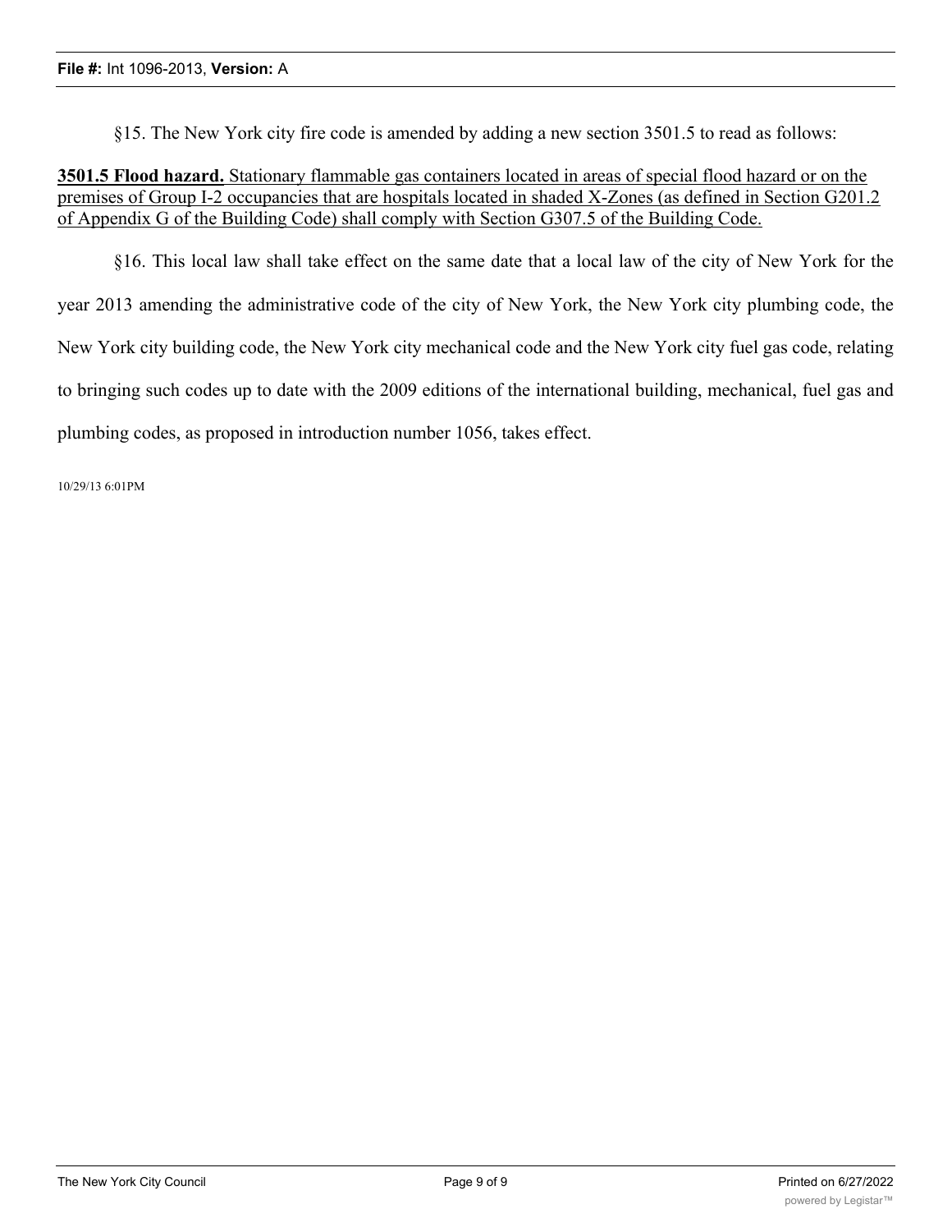§15. The New York city fire code is amended by adding a new section 3501.5 to read as follows:

**3501.5 Flood hazard.** Stationary flammable gas containers located in areas of special flood hazard or on the premises of Group I-2 occupancies that are hospitals located in shaded X-Zones (as defined in Section G201.2 of Appendix G of the Building Code) shall comply with Section G307.5 of the Building Code.

§16. This local law shall take effect on the same date that a local law of the city of New York for the year 2013 amending the administrative code of the city of New York, the New York city plumbing code, the New York city building code, the New York city mechanical code and the New York city fuel gas code, relating to bringing such codes up to date with the 2009 editions of the international building, mechanical, fuel gas and plumbing codes, as proposed in introduction number 1056, takes effect.

10/29/13 6:01PM